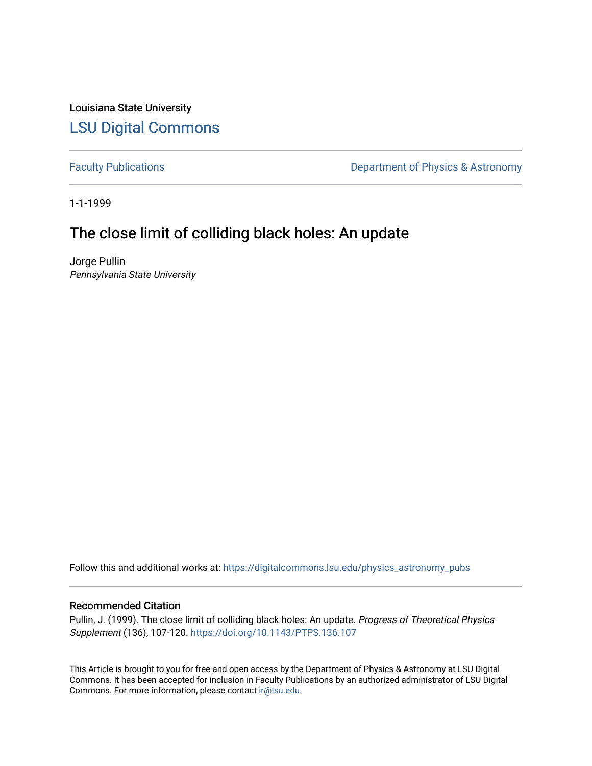Louisiana State University

# LSU Digital Commons

Faculty Publications

Department of Physics & Astronomy

1-1-1999

## The close limit of colliding black holes: An update

Jorge Pullin
*Pennsylvania State University*

Follow this and additional works at: https://digitalcommons.lsu.edu/physics_astronomy_pubs

### Recommended Citation

Pullin, J. (1999). The close limit of colliding black holes: An update. *Progress of Theoretical Physics Supplement* (136), 107-120. https://doi.org/10.1143/PTPS.136.107

This Article is brought to you for free and open access by the Department of Physics & Astronomy at LSU Digital Commons. It has been accepted for inclusion in Faculty Publications by an authorized administrator of LSU Digital Commons. For more information, please contact ir@lsu.edu.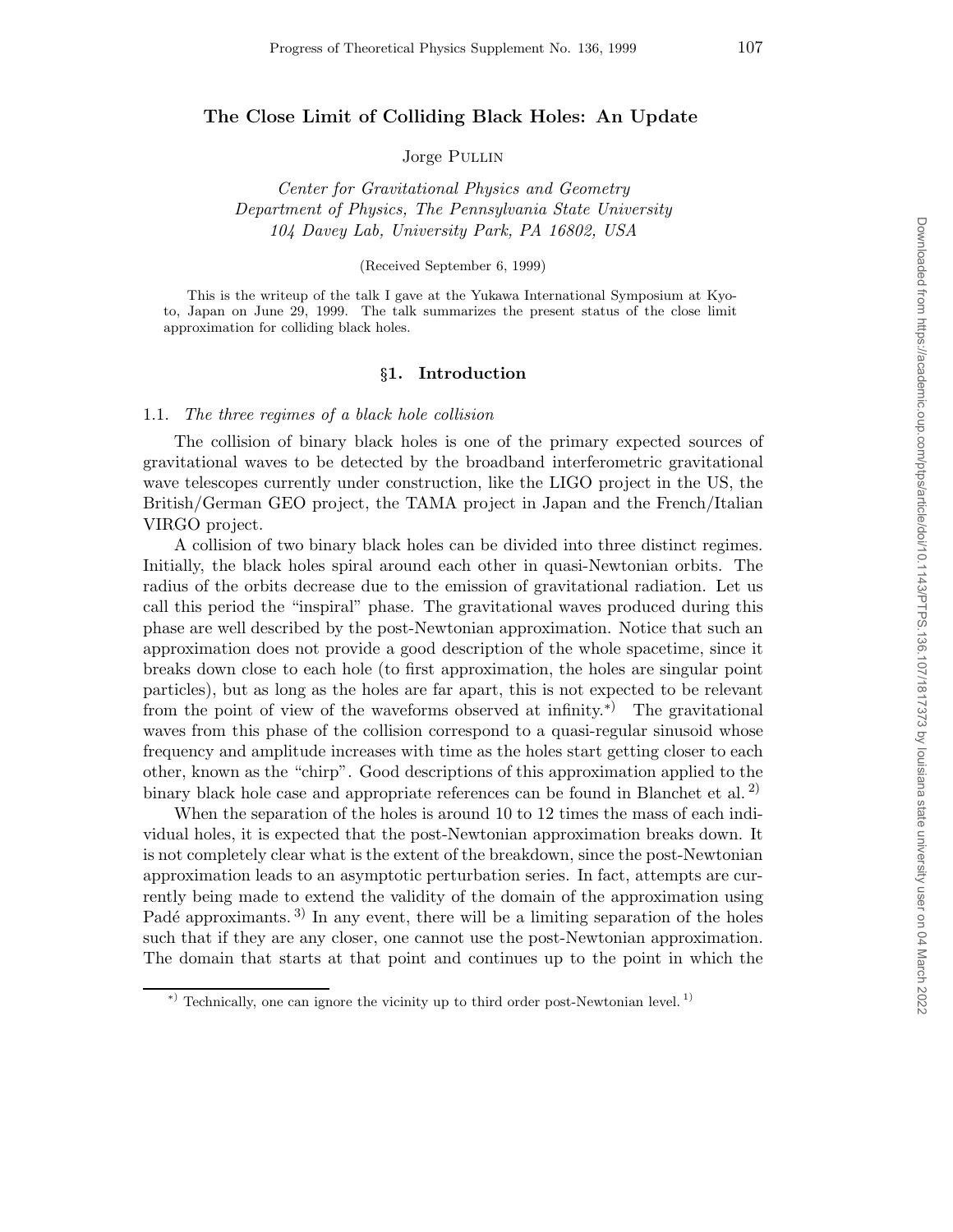# The Close Limit of Colliding Black Holes: An Update

Jorge Pullin

*Center for Gravitational Physics and Geometry*
*Department of Physics, The Pennsylvania State University*
*104 Davey Lab, University Park, PA 16802, USA*

(Received September 6, 1999)

This is the writeup of the talk I gave at the Yukawa International Symposium at Kyoto, Japan on June 29, 1999. The talk summarizes the present status of the close limit approximation for colliding black holes.

## §1. Introduction

### 1.1. *The three regimes of a black hole collision*

The collision of binary black holes is one of the primary expected sources of gravitational waves to be detected by the broadband interferometric gravitational wave telescopes currently under construction, like the LIGO project in the US, the British/German GEO project, the TAMA project in Japan and the French/Italian VIRGO project.

A collision of two binary black holes can be divided into three distinct regimes. Initially, the black holes spiral around each other in quasi-Newtonian orbits. The radius of the orbits decrease due to the emission of gravitational radiation. Let us call this period the "inspiral" phase. The gravitational waves produced during this phase are well described by the post-Newtonian approximation. Notice that such an approximation does not provide a good description of the whole spacetime, since it breaks down close to each hole (to first approximation, the holes are singular point particles), but as long as the holes are far apart, this is not expected to be relevant from the point of view of the waveforms observed at infinity.*) The gravitational waves from this phase of the collision correspond to a quasi-regular sinusoid whose frequency and amplitude increases with time as the holes start getting closer to each other, known as the "chirp". Good descriptions of this approximation applied to the binary black hole case and appropriate references can be found in Blanchet et al. [2]

When the separation of the holes is around 10 to 12 times the mass of each individual holes, it is expected that the post-Newtonian approximation breaks down. It is not completely clear what is the extent of the breakdown, since the post-Newtonian approximation leads to an asymptotic perturbation series. In fact, attempts are currently being made to extend the validity of the domain of the approximation using Padé approximants. [3] In any event, there will be a limiting separation of the holes such that if they are any closer, one cannot use the post-Newtonian approximation. The domain that starts at that point and continues up to the point in which the

*) Technically, one can ignore the vicinity up to third order post-Newtonian level. [1]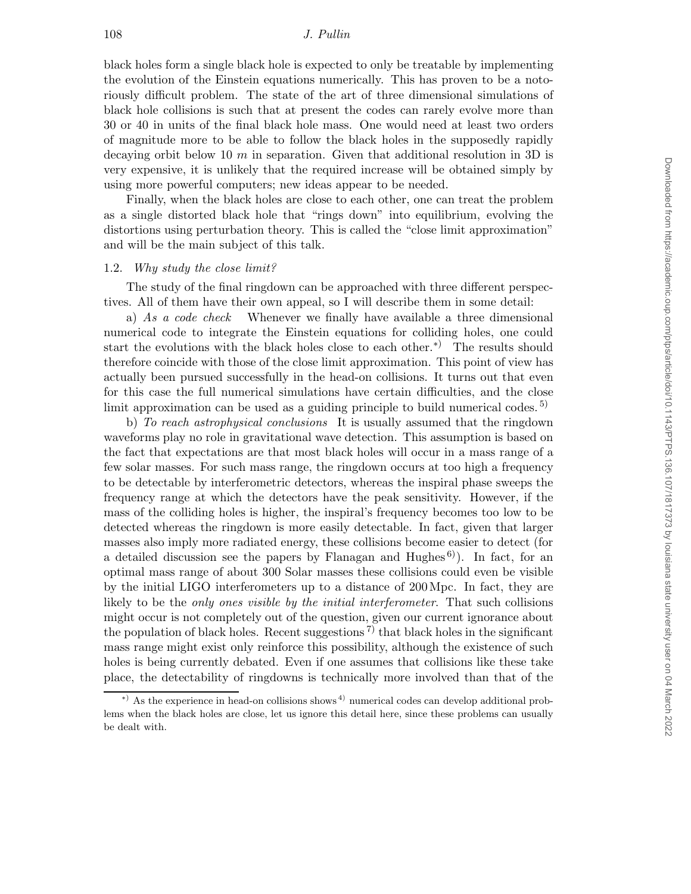black holes form a single black hole is expected to only be treatable by implementing the evolution of the Einstein equations numerically. This has proven to be a notoriously difficult problem. The state of the art of three dimensional simulations of black hole collisions is such that at present the codes can rarely evolve more than 30 or 40 in units of the final black hole mass. One would need at least two orders of magnitude more to be able to follow the black holes in the supposedly rapidly decaying orbit below 10 $m$ in separation. Given that additional resolution in 3D is very expensive, it is unlikely that the required increase will be obtained simply by using more powerful computers; new ideas appear to be needed.

Finally, when the black holes are close to each other, one can treat the problem as a single distorted black hole that "rings down" into equilibrium, evolving the distortions using perturbation theory. This is called the "close limit approximation" and will be the main subject of this talk.

### 1.2. *Why study the close limit?*

The study of the final ringdown can be approached with three different perspectives. All of them have their own appeal, so I will describe them in some detail:

a) *As a code check* Whenever we finally have available a three dimensional numerical code to integrate the Einstein equations for colliding holes, one could start the evolutions with the black holes close to each other.[*] The results should therefore coincide with those of the close limit approximation. This point of view has actually been pursued successfully in the head-on collisions. It turns out that even for this case the full numerical simulations have certain difficulties, and the close limit approximation can be used as a guiding principle to build numerical codes.[5]

b) *To reach astrophysical conclusions* It is usually assumed that the ringdown waveforms play no role in gravitational wave detection. This assumption is based on the fact that expectations are that most black holes will occur in a mass range of a few solar masses. For such mass range, the ringdown occurs at too high a frequency to be detectable by interferometric detectors, whereas the inspiral phase sweeps the frequency range at which the detectors have the peak sensitivity. However, if the mass of the colliding holes is higher, the inspiral's frequency becomes too low to be detected whereas the ringdown is more easily detectable. In fact, given that larger masses also imply more radiated energy, these collisions become easier to detect (for a detailed discussion see the papers by Flanagan and Hughes[6]). In fact, for an optimal mass range of about 300 Solar masses these collisions could even be visible by the initial LIGO interferometers up to a distance of 200 Mpc. In fact, they are likely to be the *only ones visible by the initial interferometer*. That such collisions might occur is not completely out of the question, given our current ignorance about the population of black holes. Recent suggestions[7] that black holes in the significant mass range might exist only reinforce this possibility, although the existence of such holes is being currently debated. Even if one assumes that collisions like these take place, the detectability of ringdowns is technically more involved than that of the

---

[*] As the experience in head-on collisions shows[4] numerical codes can develop additional problems when the black holes are close, let us ignore this detail here, since these problems can usually be dealt with.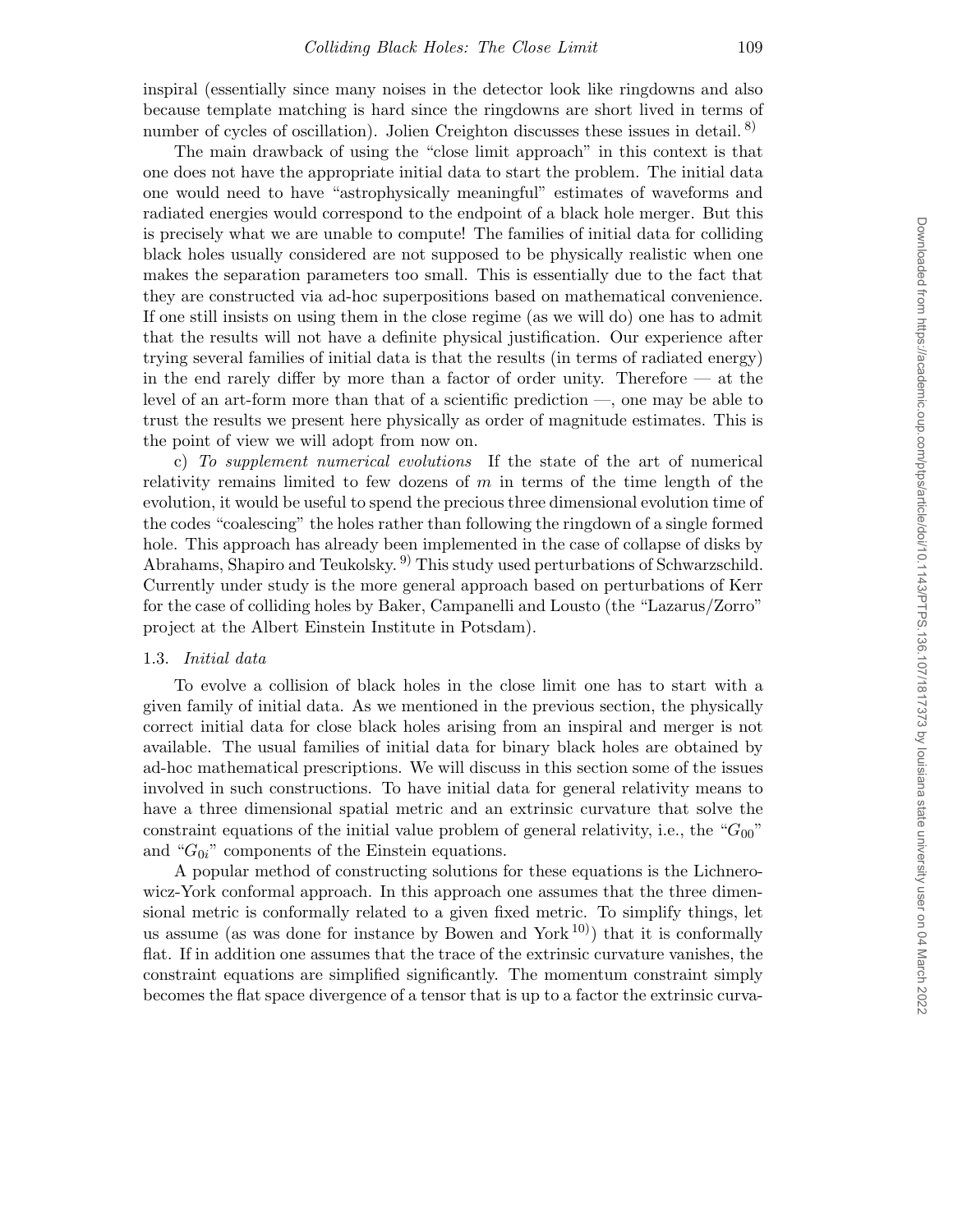inspiral (essentially since many noises in the detector look like ringdowns and also because template matching is hard since the ringdowns are short lived in terms of number of cycles of oscillation). Jolien Creighton discusses these issues in detail.[8]

The main drawback of using the "close limit approach" in this context is that one does not have the appropriate initial data to start the problem. The initial data one would need to have "astrophysically meaningful" estimates of waveforms and radiated energies would correspond to the endpoint of a black hole merger. But this is precisely what we are unable to compute! The families of initial data for colliding black holes usually considered are not supposed to be physically realistic when one makes the separation parameters too small. This is essentially due to the fact that they are constructed via ad-hoc superpositions based on mathematical convenience. If one still insists on using them in the close regime (as we will do) one has to admit that the results will not have a definite physical justification. Our experience after trying several families of initial data is that the results (in terms of radiated energy) in the end rarely differ by more than a factor of order unity. Therefore — at the level of an art-form more than that of a scientific prediction —, one may be able to trust the results we present here physically as order of magnitude estimates. This is the point of view we will adopt from now on.

c) *To supplement numerical evolutions* If the state of the art of numerical relativity remains limited to few dozens of $m$ in terms of the time length of the evolution, it would be useful to spend the precious three dimensional evolution time of the codes "coalescing" the holes rather than following the ringdown of a single formed hole. This approach has already been implemented in the case of collapse of disks by Abrahams, Shapiro and Teukolsky.[9] This study used perturbations of Schwarzschild. Currently under study is the more general approach based on perturbations of Kerr for the case of colliding holes by Baker, Campanelli and Lousto (the "Lazarus/Zorro" project at the Albert Einstein Institute in Potsdam).

### 1.3. *Initial data*

To evolve a collision of black holes in the close limit one has to start with a given family of initial data. As we mentioned in the previous section, the physically correct initial data for close black holes arising from an inspiral and merger is not available. The usual families of initial data for binary black holes are obtained by ad-hoc mathematical prescriptions. We will discuss in this section some of the issues involved in such constructions. To have initial data for general relativity means to have a three dimensional spatial metric and an extrinsic curvature that solve the constraint equations of the initial value problem of general relativity, i.e., the "$G_{00}$" and "$G_{0i}$" components of the Einstein equations.

A popular method of constructing solutions for these equations is the Lichnerowicz-York conformal approach. In this approach one assumes that the three dimensional metric is conformally related to a given fixed metric. To simplify things, let us assume (as was done for instance by Bowen and York[10]) that it is conformally flat. If in addition one assumes that the trace of the extrinsic curvature vanishes, the constraint equations are simplified significantly. The momentum constraint simply becomes the flat space divergence of a tensor that is up to a factor the extrinsic curva-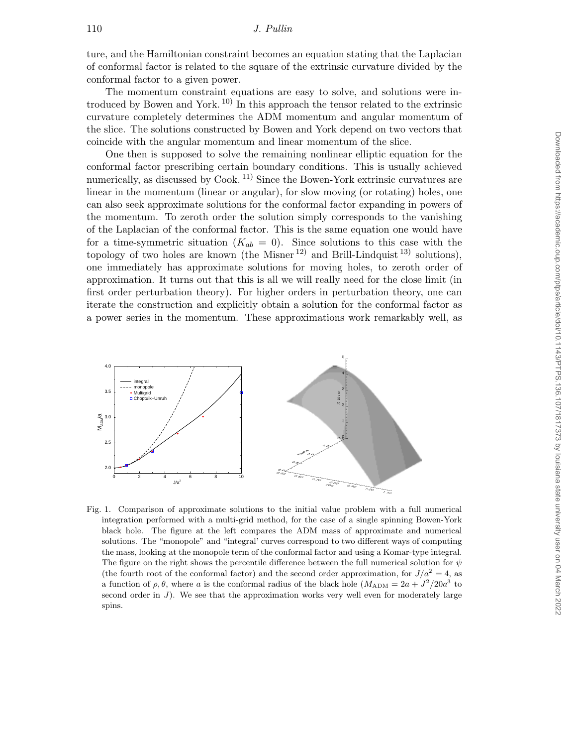ture, and the Hamiltonian constraint becomes an equation stating that the Laplacian of conformal factor is related to the square of the extrinsic curvature divided by the conformal factor to a given power.

The momentum constraint equations are easy to solve, and solutions were introduced by Bowen and York.[10] In this approach the tensor related to the extrinsic curvature completely determines the ADM momentum and angular momentum of the slice. The solutions constructed by Bowen and York depend on two vectors that coincide with the angular momentum and linear momentum of the slice.

One then is supposed to solve the remaining nonlinear elliptic equation for the conformal factor prescribing certain boundary conditions. This is usually achieved numerically, as discussed by Cook.[11] Since the Bowen-York extrinsic curvatures are linear in the momentum (linear or angular), for slow moving (or rotating) holes, one can also seek approximate solutions for the conformal factor expanding in powers of the momentum. To zeroth order the solution simply corresponds to the vanishing of the Laplacian of the conformal factor. This is the same equation one would have for a time-symmetric situation ($K_{ab} = 0$). Since solutions to this case with the topology of two holes are known (the Misner[12] and Brill-Lindquist[13] solutions), one immediately has approximate solutions for moving holes, to zeroth order of approximation. It turns out that this is all we will really need for the close limit (in first order perturbation theory). For higher orders in perturbation theory, one can iterate the construction and explicitly obtain a solution for the conformal factor as a power series in the momentum. These approximations work remarkably well, as

Fig. 1. Comparison of approximate solutions to the initial value problem with a full numerical integration performed with a multi-grid method, for the case of a single spinning Bowen-York black hole. The figure at the left compares the ADM mass of approximate and numerical solutions. The "monopole" and "integral' curves correspond to two different ways of computing the mass, looking at the monopole term of the conformal factor and using a Komar-type integral. The figure on the right shows the percentile difference between the full numerical solution for $\psi$ (the fourth root of the conformal factor) and the second order approximation, for $J/a^2 = 4$, as a function of $\rho, \theta$, where $a$ is the conformal radius of the black hole ($M_{\rm ADM} = 2a + J^2/20a^3$ to second order in $J$). We see that the approximation works very well even for moderately large spins.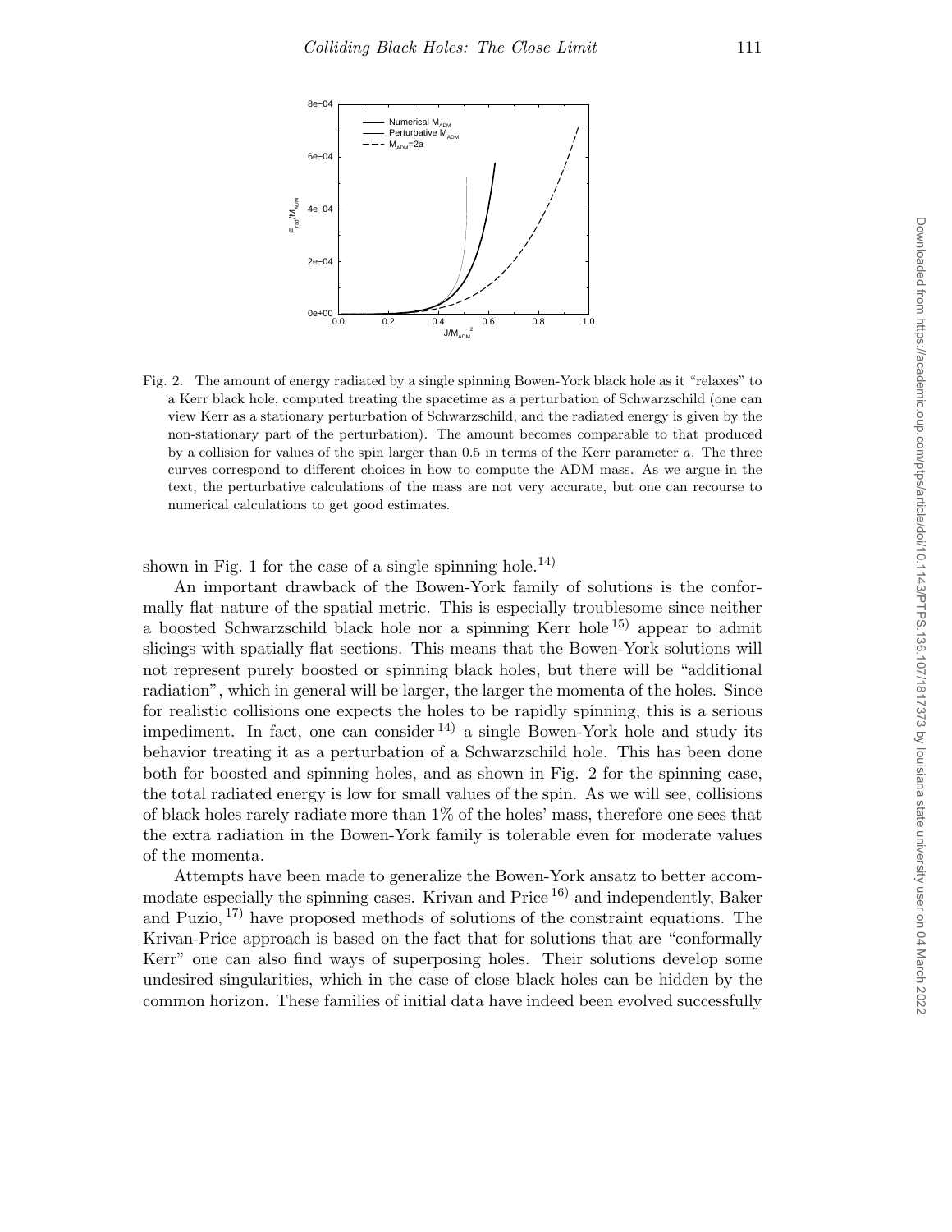Fig. 2. The amount of energy radiated by a single spinning Bowen-York black hole as it "relaxes" to a Kerr black hole, computed treating the spacetime as a perturbation of Schwarzschild (one can view Kerr as a stationary perturbation of Schwarzschild, and the radiated energy is given by the non-stationary part of the perturbation). The amount becomes comparable to that produced by a collision for values of the spin larger than 0.5 in terms of the Kerr parameter $a$. The three curves correspond to different choices in how to compute the ADM mass. As we argue in the text, the perturbative calculations of the mass are not very accurate, but one can recourse to numerical calculations to get good estimates.

shown in Fig. 1 for the case of a single spinning hole.[14)]

An important drawback of the Bowen-York family of solutions is the conformally flat nature of the spatial metric. This is especially troublesome since neither a boosted Schwarzschild black hole nor a spinning Kerr hole[15)] appear to admit slicings with spatially flat sections. This means that the Bowen-York solutions will not represent purely boosted or spinning black holes, but there will be "additional radiation", which in general will be larger, the larger the momenta of the holes. Since for realistic collisions one expects the holes to be rapidly spinning, this is a serious impediment. In fact, one can consider[14)] a single Bowen-York hole and study its behavior treating it as a perturbation of a Schwarzschild hole. This has been done both for boosted and spinning holes, and as shown in Fig. 2 for the spinning case, the total radiated energy is low for small values of the spin. As we will see, collisions of black holes rarely radiate more than 1% of the holes' mass, therefore one sees that the extra radiation in the Bowen-York family is tolerable even for moderate values of the momenta.

Attempts have been made to generalize the Bowen-York ansatz to better accommodate especially the spinning cases. Krivan and Price[16)] and independently, Baker and Puzio,[17)] have proposed methods of solutions of the constraint equations. The Krivan-Price approach is based on the fact that for solutions that are "conformally Kerr" one can also find ways of superposing holes. Their solutions develop some undesired singularities, which in the case of close black holes can be hidden by the common horizon. These families of initial data have indeed been evolved successfully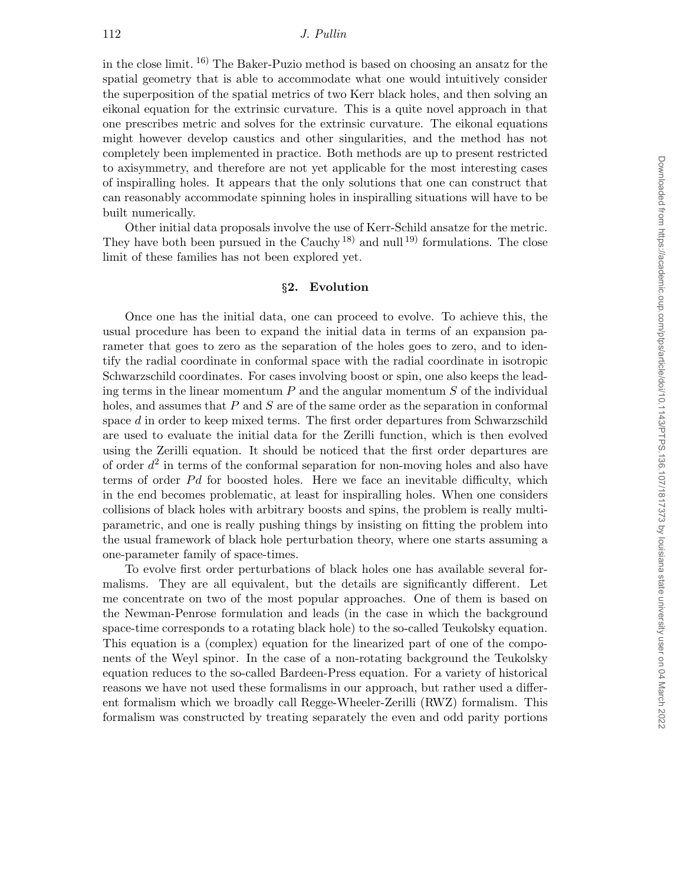in the close limit.[16] The Baker-Puzio method is based on choosing an ansatz for the spatial geometry that is able to accommodate what one would intuitively consider the superposition of the spatial metrics of two Kerr black holes, and then solving an eikonal equation for the extrinsic curvature. This is a quite novel approach in that one prescribes metric and solves for the extrinsic curvature. The eikonal equations might however develop caustics and other singularities, and the method has not completely been implemented in practice. Both methods are up to present restricted to axisymmetry, and therefore are not yet applicable for the most interesting cases of inspiralling holes. It appears that the only solutions that one can construct that can reasonably accommodate spinning holes in inspiralling situations will have to be built numerically.

Other initial data proposals involve the use of Kerr-Schild ansatze for the metric. They have both been pursued in the Cauchy[18] and null[19] formulations. The close limit of these families has not been explored yet.

## §2. Evolution

Once one has the initial data, one can proceed to evolve. To achieve this, the usual procedure has been to expand the initial data in terms of an expansion parameter that goes to zero as the separation of the holes goes to zero, and to identify the radial coordinate in conformal space with the radial coordinate in isotropic Schwarzschild coordinates. For cases involving boost or spin, one also keeps the leading terms in the linear momentum $P$ and the angular momentum $S$ of the individual holes, and assumes that $P$ and $S$ are of the same order as the separation in conformal space $d$ in order to keep mixed terms. The first order departures from Schwarzschild are used to evaluate the initial data for the Zerilli function, which is then evolved using the Zerilli equation. It should be noticed that the first order departures are of order $d^2$ in terms of the conformal separation for non-moving holes and also have terms of order $Pd$ for boosted holes. Here we face an inevitable difficulty, which in the end becomes problematic, at least for inspiralling holes. When one considers collisions of black holes with arbitrary boosts and spins, the problem is really multi-parametric, and one is really pushing things by insisting on fitting the problem into the usual framework of black hole perturbation theory, where one starts assuming a one-parameter family of space-times.

To evolve first order perturbations of black holes one has available several formalisms. They are all equivalent, but the details are significantly different. Let me concentrate on two of the most popular approaches. One of them is based on the Newman-Penrose formulation and leads (in the case in which the background space-time corresponds to a rotating black hole) to the so-called Teukolsky equation. This equation is a (complex) equation for the linearized part of one of the components of the Weyl spinor. In the case of a non-rotating background the Teukolsky equation reduces to the so-called Bardeen-Press equation. For a variety of historical reasons we have not used these formalisms in our approach, but rather used a different formalism which we broadly call Regge-Wheeler-Zerilli (RWZ) formalism. This formalism was constructed by treating separately the even and odd parity portions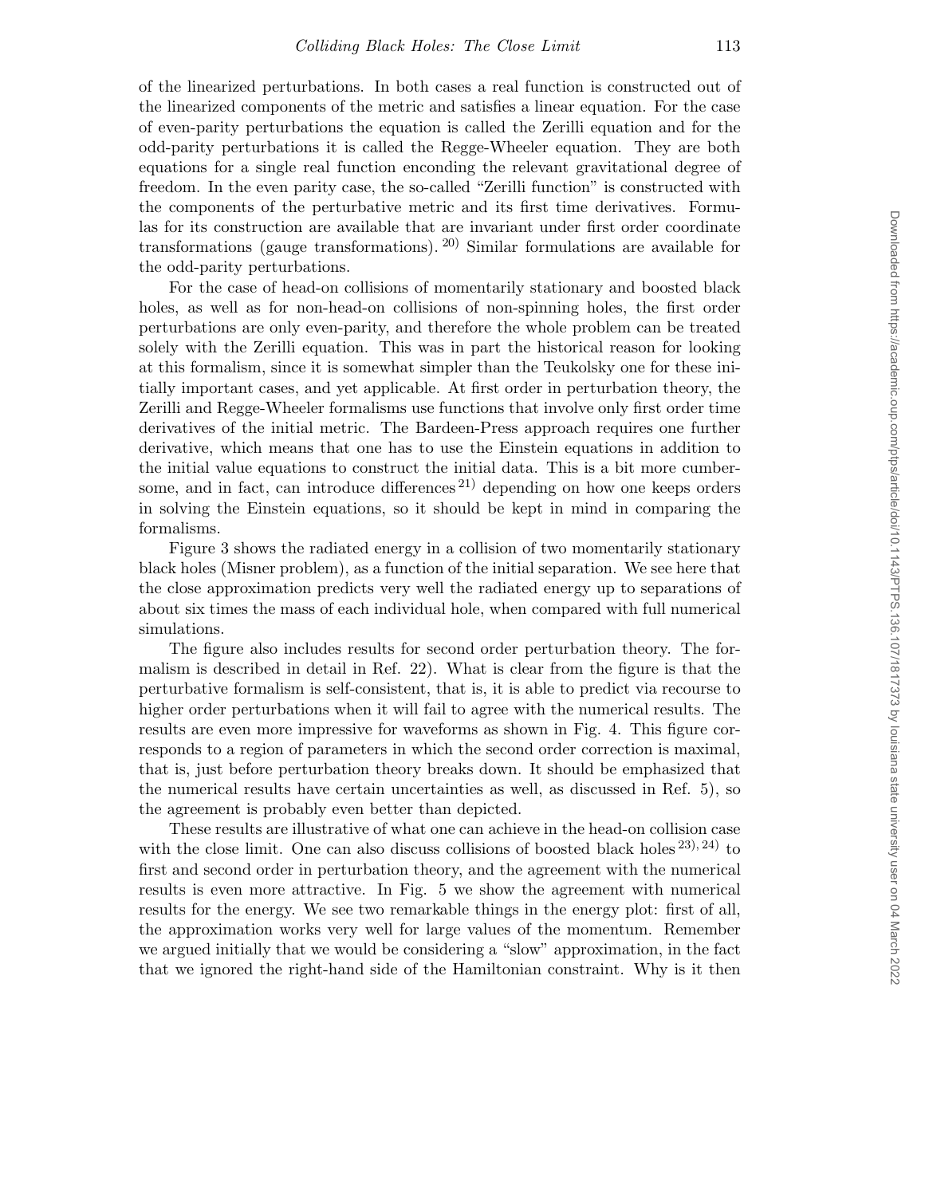of the linearized perturbations. In both cases a real function is constructed out of the linearized components of the metric and satisfies a linear equation. For the case of even-parity perturbations the equation is called the Zerilli equation and for the odd-parity perturbations it is called the Regge-Wheeler equation. They are both equations for a single real function enconding the relevant gravitational degree of freedom. In the even parity case, the so-called "Zerilli function" is constructed with the components of the perturbative metric and its first time derivatives. Formulas for its construction are available that are invariant under first order coordinate transformations (gauge transformations). [20] Similar formulations are available for the odd-parity perturbations.

For the case of head-on collisions of momentarily stationary and boosted black holes, as well as for non-head-on collisions of non-spinning holes, the first order perturbations are only even-parity, and therefore the whole problem can be treated solely with the Zerilli equation. This was in part the historical reason for looking at this formalism, since it is somewhat simpler than the Teukolsky one for these initially important cases, and yet applicable. At first order in perturbation theory, the Zerilli and Regge-Wheeler formalisms use functions that involve only first order time derivatives of the initial metric. The Bardeen-Press approach requires one further derivative, which means that one has to use the Einstein equations in addition to the initial value equations to construct the initial data. This is a bit more cumbersome, and in fact, can introduce differences [21] depending on how one keeps orders in solving the Einstein equations, so it should be kept in mind in comparing the formalisms.

Figure 3 shows the radiated energy in a collision of two momentarily stationary black holes (Misner problem), as a function of the initial separation. We see here that the close approximation predicts very well the radiated energy up to separations of about six times the mass of each individual hole, when compared with full numerical simulations.

The figure also includes results for second order perturbation theory. The formalism is described in detail in Ref. 22). What is clear from the figure is that the perturbative formalism is self-consistent, that is, it is able to predict via recourse to higher order perturbations when it will fail to agree with the numerical results. The results are even more impressive for waveforms as shown in Fig. 4. This figure corresponds to a region of parameters in which the second order correction is maximal, that is, just before perturbation theory breaks down. It should be emphasized that the numerical results have certain uncertainties as well, as discussed in Ref. 5), so the agreement is probably even better than depicted.

These results are illustrative of what one can achieve in the head-on collision case with the close limit. One can also discuss collisions of boosted black holes [23), 24)] to first and second order in perturbation theory, and the agreement with the numerical results is even more attractive. In Fig. 5 we show the agreement with numerical results for the energy. We see two remarkable things in the energy plot: first of all, the approximation works very well for large values of the momentum. Remember we argued initially that we would be considering a "slow" approximation, in the fact that we ignored the right-hand side of the Hamiltonian constraint. Why is it then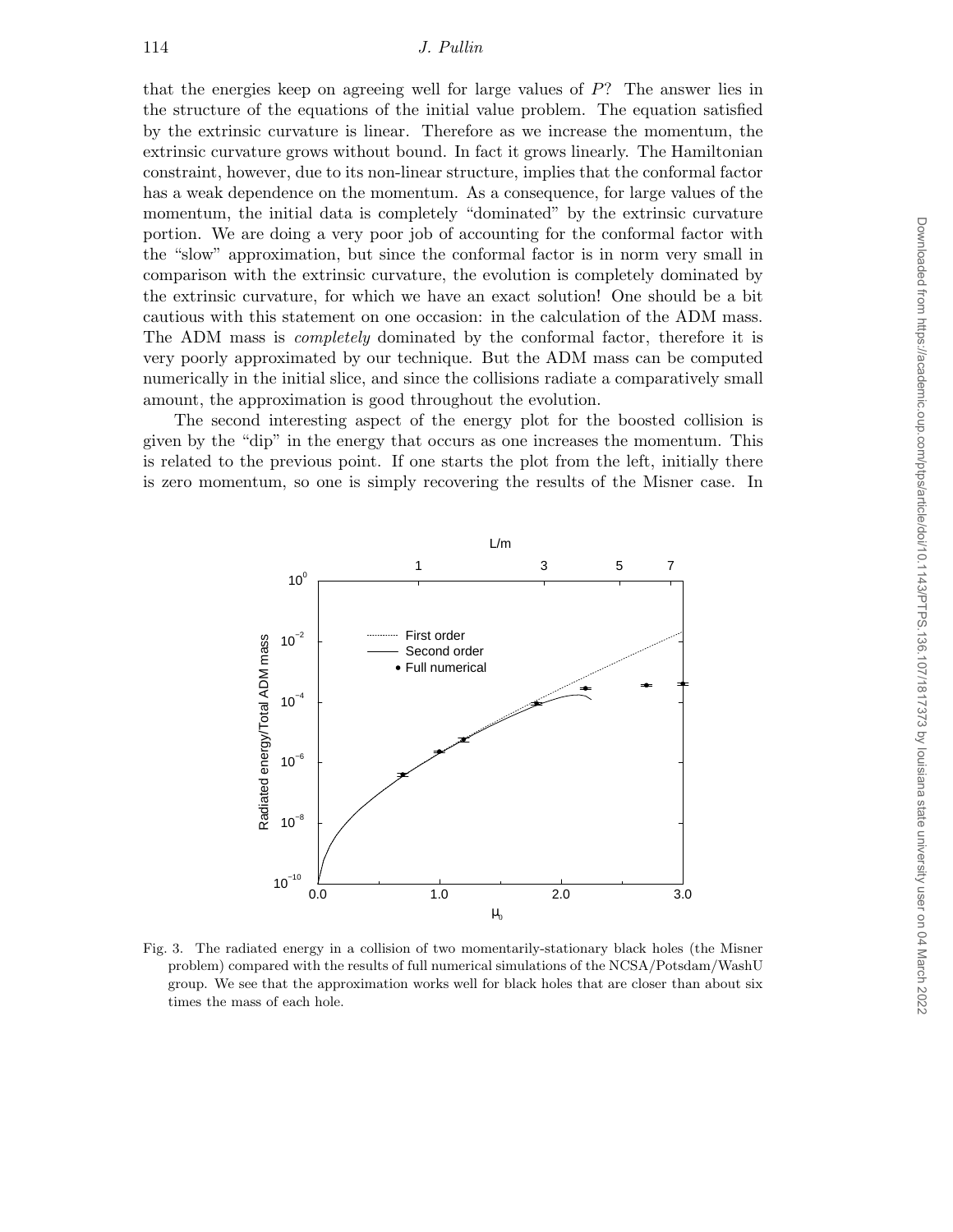that the energies keep on agreeing well for large values of $P$? The answer lies in the structure of the equations of the initial value problem. The equation satisfied by the extrinsic curvature is linear. Therefore as we increase the momentum, the extrinsic curvature grows without bound. In fact it grows linearly. The Hamiltonian constraint, however, due to its non-linear structure, implies that the conformal factor has a weak dependence on the momentum. As a consequence, for large values of the momentum, the initial data is completely "dominated" by the extrinsic curvature portion. We are doing a very poor job of accounting for the conformal factor with the "slow" approximation, but since the conformal factor is in norm very small in comparison with the extrinsic curvature, the evolution is completely dominated by the extrinsic curvature, for which we have an exact solution! One should be a bit cautious with this statement on one occasion: in the calculation of the ADM mass. The ADM mass is *completely* dominated by the conformal factor, therefore it is very poorly approximated by our technique. But the ADM mass can be computed numerically in the initial slice, and since the collisions radiate a comparatively small amount, the approximation is good throughout the evolution.

The second interesting aspect of the energy plot for the boosted collision is given by the "dip" in the energy that occurs as one increases the momentum. This is related to the previous point. If one starts the plot from the left, initially there is zero momentum, so one is simply recovering the results of the Misner case. In

Fig. 3. The radiated energy in a collision of two momentarily-stationary black holes (the Misner problem) compared with the results of full numerical simulations of the NCSA/Potsdam/WashU group. We see that the approximation works well for black holes that are closer than about six times the mass of each hole.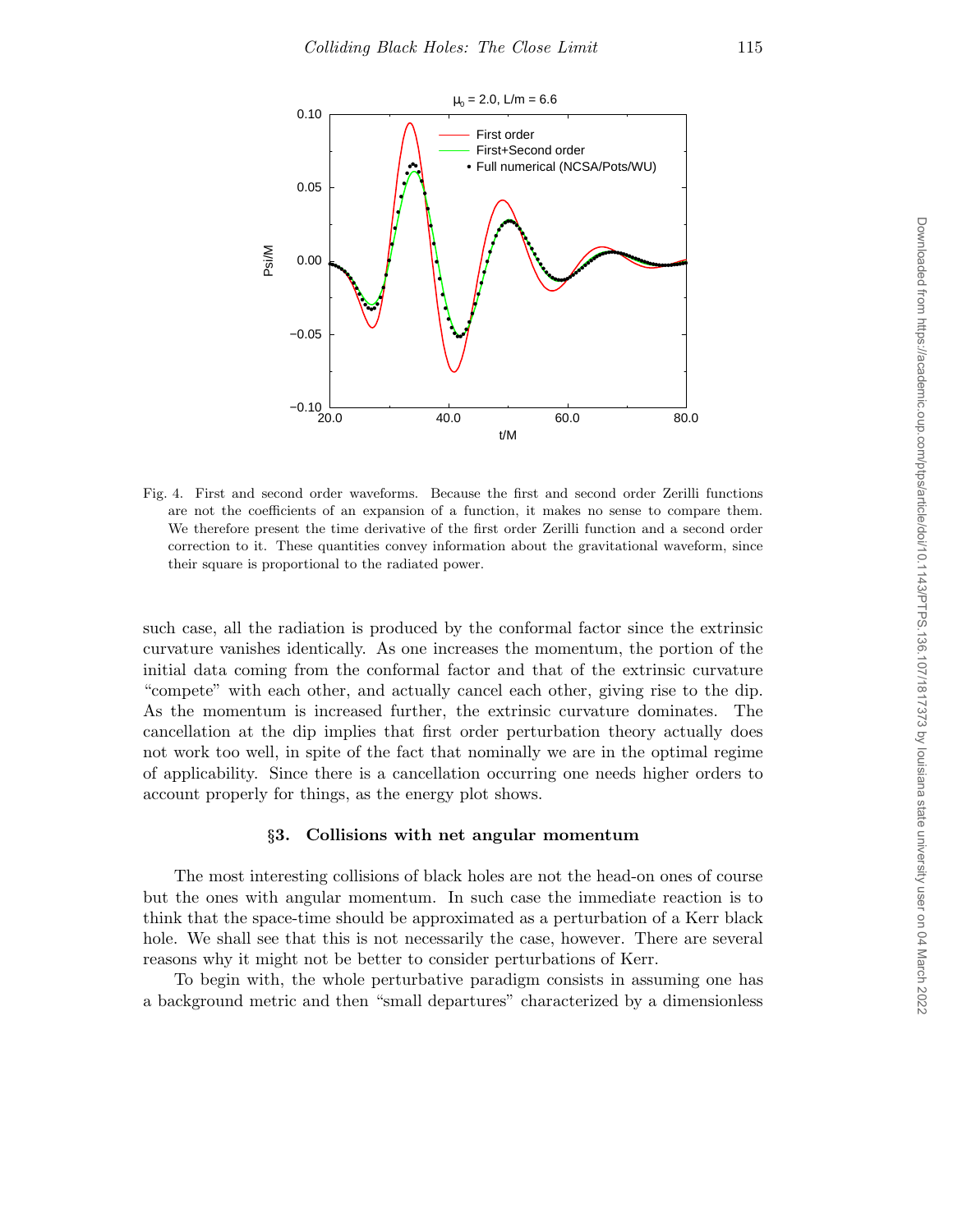Fig. 4. First and second order waveforms. Because the first and second order Zerilli functions are not the coefficients of an expansion of a function, it makes no sense to compare them. We therefore present the time derivative of the first order Zerilli function and a second order correction to it. These quantities convey information about the gravitational waveform, since their square is proportional to the radiated power.

such case, all the radiation is produced by the conformal factor since the extrinsic curvature vanishes identically. As one increases the momentum, the portion of the initial data coming from the conformal factor and that of the extrinsic curvature "compete" with each other, and actually cancel each other, giving rise to the dip. As the momentum is increased further, the extrinsic curvature dominates. The cancellation at the dip implies that first order perturbation theory actually does not work too well, in spite of the fact that nominally we are in the optimal regime of applicability. Since there is a cancellation occurring one needs higher orders to account properly for things, as the energy plot shows.

## §3. Collisions with net angular momentum

The most interesting collisions of black holes are not the head-on ones of course but the ones with angular momentum. In such case the immediate reaction is to think that the space-time should be approximated as a perturbation of a Kerr black hole. We shall see that this is not necessarily the case, however. There are several reasons why it might not be better to consider perturbations of Kerr.

To begin with, the whole perturbative paradigm consists in assuming one has a background metric and then "small departures" characterized by a dimensionless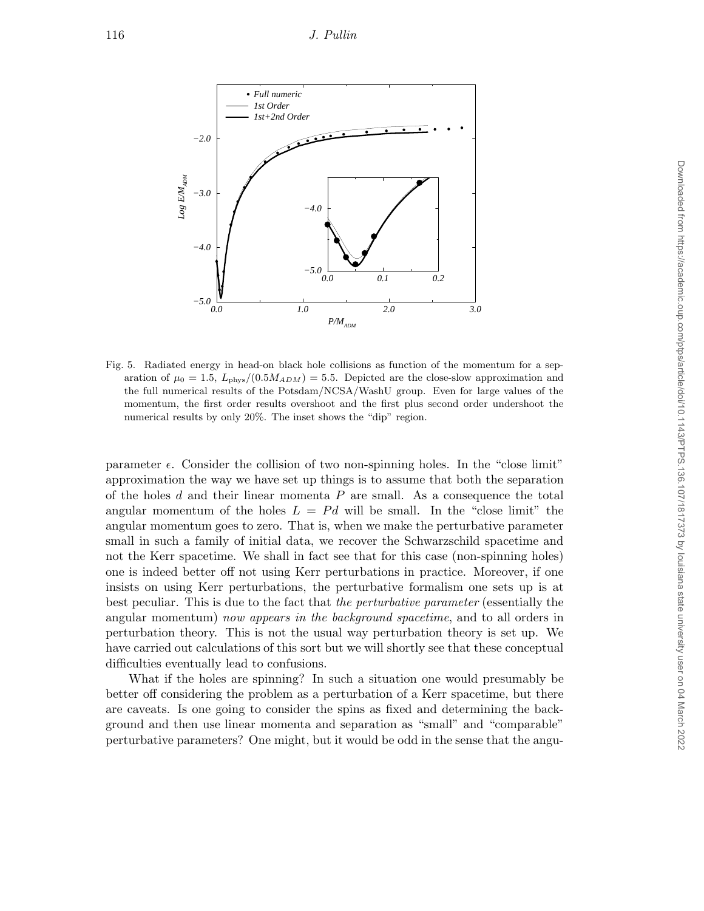Fig. 5. Radiated energy in head-on black hole collisions as function of the momentum for a separation of $\mu_0 = 1.5$, $L_{\rm phys}/(0.5M_{ADM}) = 5.5$. Depicted are the close-slow approximation and the full numerical results of the Potsdam/NCSA/WashU group. Even for large values of the momentum, the first order results overshoot and the first plus second order undershoot the numerical results by only 20%. The inset shows the "dip" region.

parameter $\epsilon$. Consider the collision of two non-spinning holes. In the "close limit" approximation the way we have set up things is to assume that both the separation of the holes $d$ and their linear momenta $P$ are small. As a consequence the total angular momentum of the holes $L = Pd$ will be small. In the "close limit" the angular momentum goes to zero. That is, when we make the perturbative parameter small in such a family of initial data, we recover the Schwarzschild spacetime and not the Kerr spacetime. We shall in fact see that for this case (non-spinning holes) one is indeed better off not using Kerr perturbations in practice. Moreover, if one insists on using Kerr perturbations, the perturbative formalism one sets up is at best peculiar. This is due to the fact that *the perturbative parameter* (essentially the angular momentum) *now appears in the background spacetime*, and to all orders in perturbation theory. This is not the usual way perturbation theory is set up. We have carried out calculations of this sort but we will shortly see that these conceptual difficulties eventually lead to confusions.

What if the holes are spinning? In such a situation one would presumably be better off considering the problem as a perturbation of a Kerr spacetime, but there are caveats. Is one going to consider the spins as fixed and determining the background and then use linear momenta and separation as "small" and "comparable" perturbative parameters? One might, but it would be odd in the sense that the angu-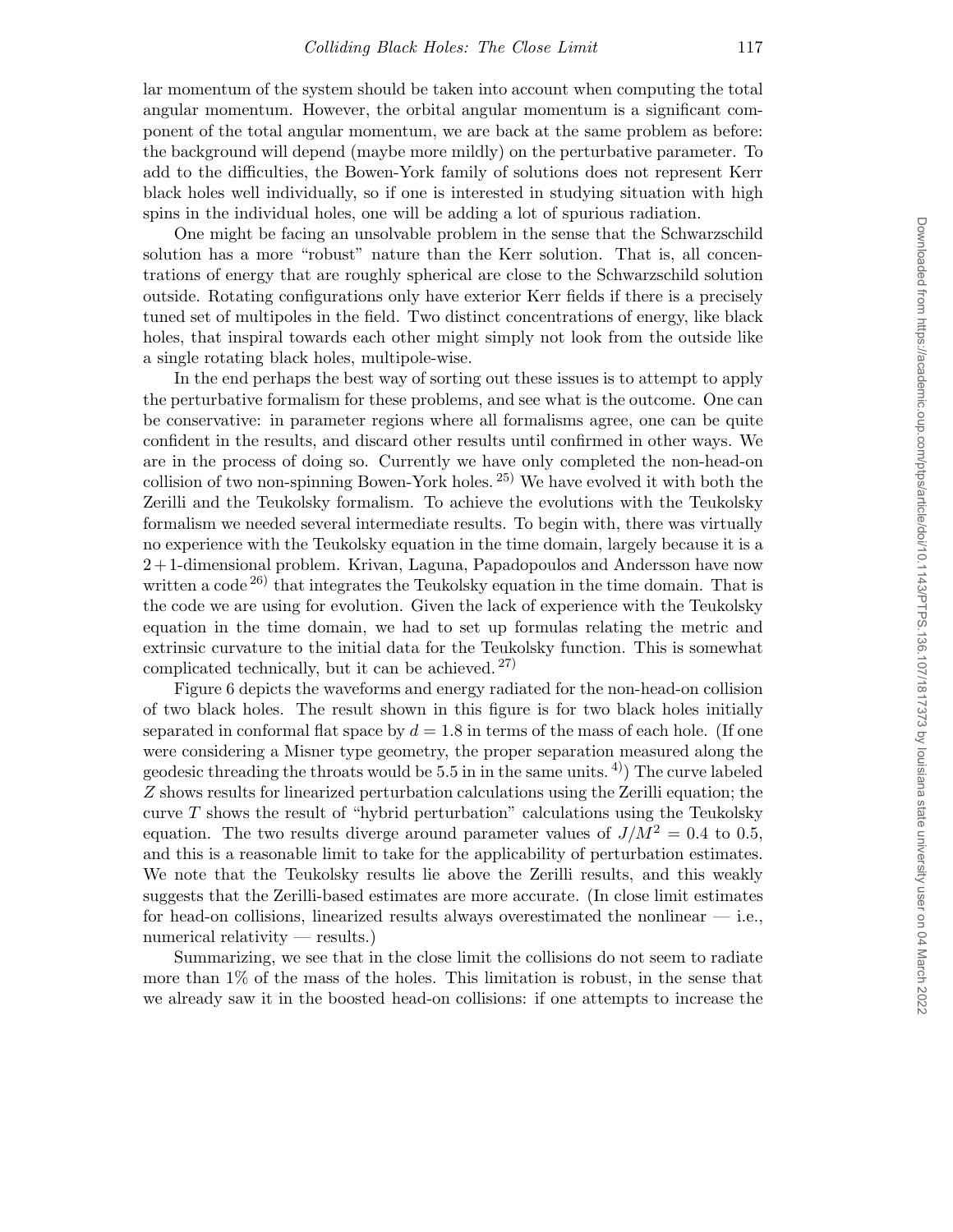lar momentum of the system should be taken into account when computing the total angular momentum. However, the orbital angular momentum is a significant component of the total angular momentum, we are back at the same problem as before: the background will depend (maybe more mildly) on the perturbative parameter. To add to the difficulties, the Bowen-York family of solutions does not represent Kerr black holes well individually, so if one is interested in studying situation with high spins in the individual holes, one will be adding a lot of spurious radiation.

One might be facing an unsolvable problem in the sense that the Schwarzschild solution has a more "robust" nature than the Kerr solution. That is, all concentrations of energy that are roughly spherical are close to the Schwarzschild solution outside. Rotating configurations only have exterior Kerr fields if there is a precisely tuned set of multipoles in the field. Two distinct concentrations of energy, like black holes, that inspiral towards each other might simply not look from the outside like a single rotating black holes, multipole-wise.

In the end perhaps the best way of sorting out these issues is to attempt to apply the perturbative formalism for these problems, and see what is the outcome. One can be conservative: in parameter regions where all formalisms agree, one can be quite confident in the results, and discard other results until confirmed in other ways. We are in the process of doing so. Currently we have only completed the non-head-on collision of two non-spinning Bowen-York holes.[25] We have evolved it with both the Zerilli and the Teukolsky formalism. To achieve the evolutions with the Teukolsky formalism we needed several intermediate results. To begin with, there was virtually no experience with the Teukolsky equation in the time domain, largely because it is a $2+1$-dimensional problem. Krivan, Laguna, Papadopoulos and Andersson have now written a code[26] that integrates the Teukolsky equation in the time domain. That is the code we are using for evolution. Given the lack of experience with the Teukolsky equation in the time domain, we had to set up formulas relating the metric and extrinsic curvature to the initial data for the Teukolsky function. This is somewhat complicated technically, but it can be achieved.[27]

Figure 6 depicts the waveforms and energy radiated for the non-head-on collision of two black holes. The result shown in this figure is for two black holes initially separated in conformal flat space by $d = 1.8$ in terms of the mass of each hole. (If one were considering a Misner type geometry, the proper separation measured along the geodesic threading the throats would be 5.5 in in the same units.[4]) The curve labeled $Z$ shows results for linearized perturbation calculations using the Zerilli equation; the curve $T$ shows the result of "hybrid perturbation" calculations using the Teukolsky equation. The two results diverge around parameter values of $J/M^2 = 0.4$ to 0.5, and this is a reasonable limit to take for the applicability of perturbation estimates. We note that the Teukolsky results lie above the Zerilli results, and this weakly suggests that the Zerilli-based estimates are more accurate. (In close limit estimates for head-on collisions, linearized results always overestimated the nonlinear — i.e., numerical relativity — results.)

Summarizing, we see that in the close limit the collisions do not seem to radiate more than 1% of the mass of the holes. This limitation is robust, in the sense that we already saw it in the boosted head-on collisions: if one attempts to increase the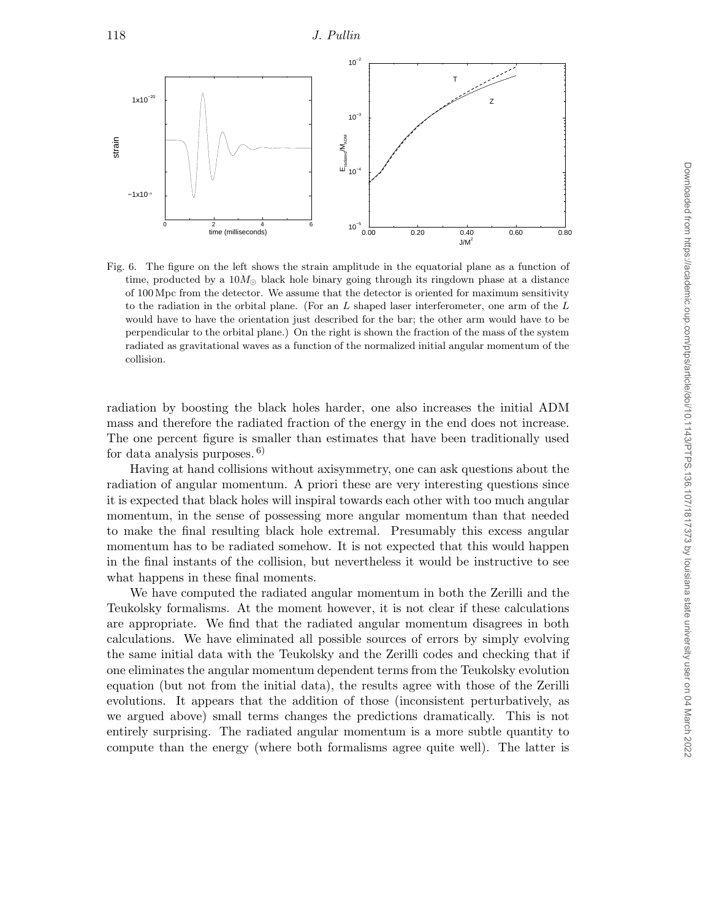Fig. 6. The figure on the left shows the strain amplitude in the equatorial plane as a function of time, producted by a $10M_{\odot}$ black hole binary going through its ringdown phase at a distance of 100 Mpc from the detector. We assume that the detector is oriented for maximum sensitivity to the radiation in the orbital plane. (For an $L$ shaped laser interferometer, one arm of the $L$ would have to have the orientation just described for the bar; the other arm would have to be perpendicular to the orbital plane.) On the right is shown the fraction of the mass of the system radiated as gravitational waves as a function of the normalized initial angular momentum of the collision.

radiation by boosting the black holes harder, one also increases the initial ADM mass and therefore the radiated fraction of the energy in the end does not increase. The one percent figure is smaller than estimates that have been traditionally used for data analysis purposes. [6]

Having at hand collisions without axisymmetry, one can ask questions about the radiation of angular momentum. A priori these are very interesting questions since it is expected that black holes will inspiral towards each other with too much angular momentum, in the sense of possessing more angular momentum than that needed to make the final resulting black hole extremal. Presumably this excess angular momentum has to be radiated somehow. It is not expected that this would happen in the final instants of the collision, but nevertheless it would be instructive to see what happens in these final moments.

We have computed the radiated angular momentum in both the Zerilli and the Teukolsky formalisms. At the moment however, it is not clear if these calculations are appropriate. We find that the radiated angular momentum disagrees in both calculations. We have eliminated all possible sources of errors by simply evolving the same initial data with the Teukolsky and the Zerilli codes and checking that if one eliminates the angular momentum dependent terms from the Teukolsky evolution equation (but not from the initial data), the results agree with those of the Zerilli evolutions. It appears that the addition of those (inconsistent perturbatively, as we argued above) small terms changes the predictions dramatically. This is not entirely surprising. The radiated angular momentum is a more subtle quantity to compute than the energy (where both formalisms agree quite well). The latter is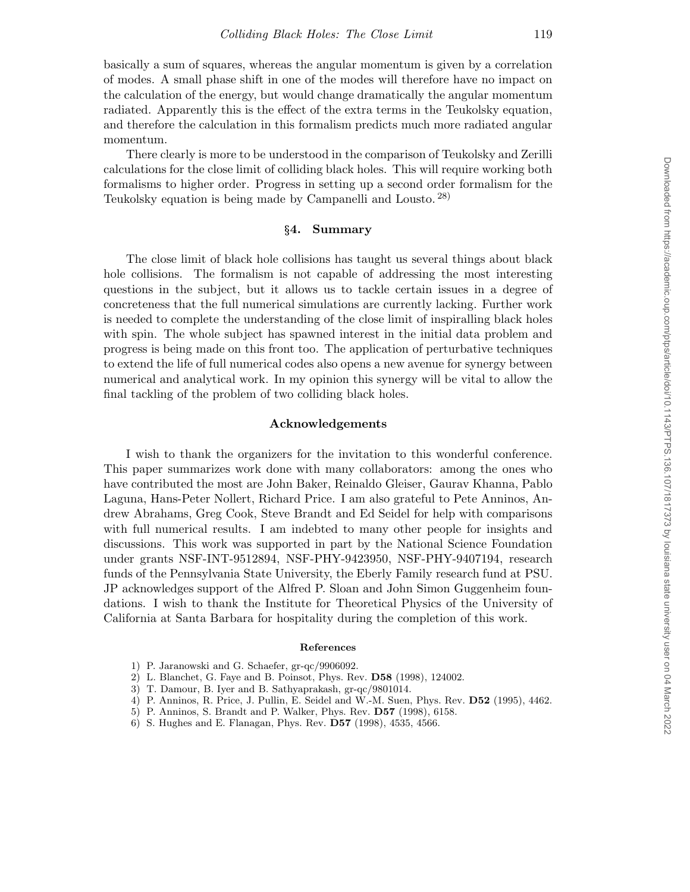basically a sum of squares, whereas the angular momentum is given by a correlation of modes. A small phase shift in one of the modes will therefore have no impact on the calculation of the energy, but would change dramatically the angular momentum radiated. Apparently this is the effect of the extra terms in the Teukolsky equation, and therefore the calculation in this formalism predicts much more radiated angular momentum.

There clearly is more to be understood in the comparison of Teukolsky and Zerilli calculations for the close limit of colliding black holes. This will require working both formalisms to higher order. Progress in setting up a second order formalism for the Teukolsky equation is being made by Campanelli and Lousto.[28]

## §4. Summary

The close limit of black hole collisions has taught us several things about black hole collisions. The formalism is not capable of addressing the most interesting questions in the subject, but it allows us to tackle certain issues in a degree of concreteness that the full numerical simulations are currently lacking. Further work is needed to complete the understanding of the close limit of inspiralling black holes with spin. The whole subject has spawned interest in the initial data problem and progress is being made on this front too. The application of perturbative techniques to extend the life of full numerical codes also opens a new avenue for synergy between numerical and analytical work. In my opinion this synergy will be vital to allow the final tackling of the problem of two colliding black holes.

## Acknowledgements

I wish to thank the organizers for the invitation to this wonderful conference. This paper summarizes work done with many collaborators: among the ones who have contributed the most are John Baker, Reinaldo Gleiser, Gaurav Khanna, Pablo Laguna, Hans-Peter Nollert, Richard Price. I am also grateful to Pete Anninos, Andrew Abrahams, Greg Cook, Steve Brandt and Ed Seidel for help with comparisons with full numerical results. I am indebted to many other people for insights and discussions. This work was supported in part by the National Science Foundation under grants NSF-INT-9512894, NSF-PHY-9423950, NSF-PHY-9407194, research funds of the Pennsylvania State University, the Eberly Family research fund at PSU. JP acknowledges support of the Alfred P. Sloan and John Simon Guggenheim foundations. I wish to thank the Institute for Theoretical Physics of the University of California at Santa Barbara for hospitality during the completion of this work.

### References

1) P. Jaranowski and G. Schaefer, gr-qc/9906092.
2) L. Blanchet, G. Faye and B. Poinsot, Phys. Rev. **D58** (1998), 124002.
3) T. Damour, B. Iyer and B. Sathyaprakash, gr-qc/9801014.
4) P. Anninos, R. Price, J. Pullin, E. Seidel and W.-M. Suen, Phys. Rev. **D52** (1995), 4462.
5) P. Anninos, S. Brandt and P. Walker, Phys. Rev. **D57** (1998), 6158.
6) S. Hughes and E. Flanagan, Phys. Rev. **D57** (1998), 4535, 4566.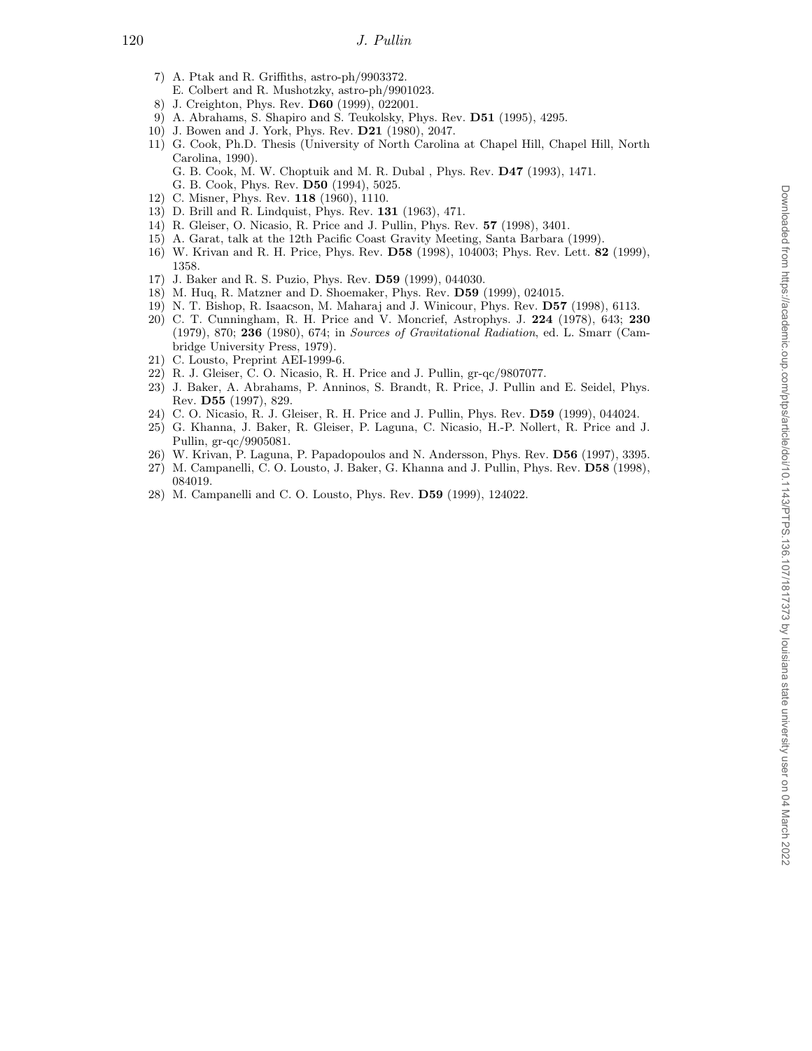7) A. Ptak and R. Griffiths, astro-ph/9903372.
   E. Colbert and R. Mushotzky, astro-ph/9901023.
8) J. Creighton, Phys. Rev. **D60** (1999), 022001.
9) A. Abrahams, S. Shapiro and S. Teukolsky, Phys. Rev. **D51** (1995), 4295.
10) J. Bowen and J. York, Phys. Rev. **D21** (1980), 2047.
11) G. Cook, Ph.D. Thesis (University of North Carolina at Chapel Hill, Chapel Hill, North Carolina, 1990).
    G. B. Cook, M. W. Choptuik and M. R. Dubal , Phys. Rev. **D47** (1993), 1471.
    G. B. Cook, Phys. Rev. **D50** (1994), 5025.
12) C. Misner, Phys. Rev. **118** (1960), 1110.
13) D. Brill and R. Lindquist, Phys. Rev. **131** (1963), 471.
14) R. Gleiser, O. Nicasio, R. Price and J. Pullin, Phys. Rev. **57** (1998), 3401.
15) A. Garat, talk at the 12th Pacific Coast Gravity Meeting, Santa Barbara (1999).
16) W. Krivan and R. H. Price, Phys. Rev. **D58** (1998), 104003; Phys. Rev. Lett. **82** (1999), 1358.
17) J. Baker and R. S. Puzio, Phys. Rev. **D59** (1999), 044030.
18) M. Huq, R. Matzner and D. Shoemaker, Phys. Rev. **D59** (1999), 024015.
19) N. T. Bishop, R. Isaacson, M. Maharaj and J. Winicour, Phys. Rev. **D57** (1998), 6113.
20) C. T. Cunningham, R. H. Price and V. Moncrief, Astrophys. J. **224** (1978), 643; **230** (1979), 870; **236** (1980), 674; in *Sources of Gravitational Radiation*, ed. L. Smarr (Cambridge University Press, 1979).
21) C. Lousto, Preprint AEI-1999-6.
22) R. J. Gleiser, C. O. Nicasio, R. H. Price and J. Pullin, gr-qc/9807077.
23) J. Baker, A. Abrahams, P. Anninos, S. Brandt, R. Price, J. Pullin and E. Seidel, Phys. Rev. **D55** (1997), 829.
24) C. O. Nicasio, R. J. Gleiser, R. H. Price and J. Pullin, Phys. Rev. **D59** (1999), 044024.
25) G. Khanna, J. Baker, R. Gleiser, P. Laguna, C. Nicasio, H.-P. Nollert, R. Price and J. Pullin, gr-qc/9905081.
26) W. Krivan, P. Laguna, P. Papadopoulos and N. Andersson, Phys. Rev. **D56** (1997), 3395.
27) M. Campanelli, C. O. Lousto, J. Baker, G. Khanna and J. Pullin, Phys. Rev. **D58** (1998), 084019.
28) M. Campanelli and C. O. Lousto, Phys. Rev. **D59** (1999), 124022.